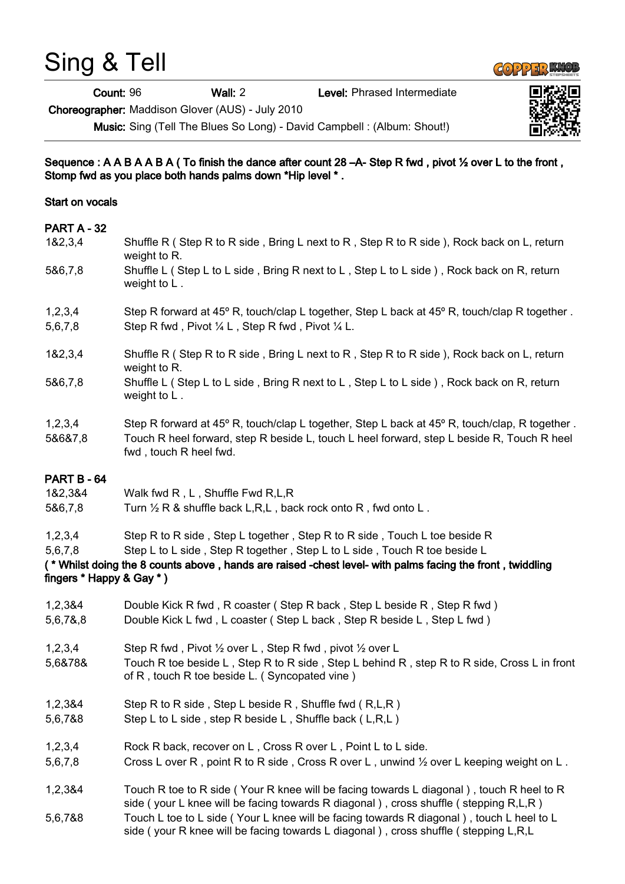# Sing & Tell

**Count:** 96 **Wall:** 2 **Level:** Phrased Intermediate

**Choreographer:** Maddison Glover (AUS) - July 2010

**Music:** Sing (Tell The Blues So Long) - David Campbell : (Album: Shout!)

**Sequence : A A B A A B A ( To finish the dance after count 28 –A- Step R fwd , pivot ½ over L to the front , Stomp fwd as you place both hands palms down *Hip level * .**

**Start on vocals**

**PART A - 32**

| | |
|---|---|
| 1&2,3,4 | Shuffle R ( Step R to R side , Bring L next to R , Step R to R side ), Rock back on L, return weight to R. |
| 5&6,7,8 | Shuffle L ( Step L to L side , Bring R next to L , Step L to L side ) , Rock back on R, return weight to L . |
| 1,2,3,4 | Step R forward at 45º R, touch/clap L together, Step L back at 45º R, touch/clap R together . |
| 5,6,7,8 | Step R fwd , Pivot ¼ L , Step R fwd , Pivot ¼ L. |
| 1&2,3,4 | Shuffle R ( Step R to R side , Bring L next to R , Step R to R side ), Rock back on L, return weight to R. |
| 5&6,7,8 | Shuffle L ( Step L to L side , Bring R next to L , Step L to L side ) , Rock back on R, return weight to L . |
| 1,2,3,4 | Step R forward at 45º R, touch/clap L together, Step L back at 45º R, touch/clap, R together . |
| 5&6&7,8 | Touch R heel forward, step R beside L, touch L heel forward, step L beside R, Touch R heel fwd , touch R heel fwd. |

**PART B - 64**

| | |
|---|---|
| 1&2,3&4 | Walk fwd R , L , Shuffle Fwd R,L,R |
| 5&6,7,8 | Turn ½ R & shuffle back L,R,L , back rock onto R , fwd onto L . |
| 1,2,3,4 | Step R to R side , Step L together , Step R to R side , Touch L toe beside R |
| 5,6,7,8 | Step L to L side , Step R together , Step L to L side , Touch R toe beside L |

**( * Whilst doing the 8 counts above , hands are raised -chest level- with palms facing the front , twiddling fingers * Happy & Gay * )**

| | |
|---|---|
| 1,2,3&4 | Double Kick R fwd , R coaster ( Step R back , Step L beside R , Step R fwd ) |
| 5,6,7&,8 | Double Kick L fwd , L coaster ( Step L back , Step R beside L , Step L fwd ) |
| 1,2,3,4 | Step R fwd , Pivot ½ over L , Step R fwd , pivot ½ over L |
| 5,6&78& | Touch R toe beside L , Step R to R side , Step L behind R , step R to R side, Cross L in front of R , touch R toe beside L. ( Syncopated vine ) |
| 1,2,3&4 | Step R to R side , Step L beside R , Shuffle fwd ( R,L,R ) |
| 5,6,7&8 | Step L to L side , step R beside L , Shuffle back ( L,R,L ) |
| 1,2,3,4 | Rock R back, recover on L , Cross R over L , Point L to L side. |
| 5,6,7,8 | Cross L over R , point R to R side , Cross R over L , unwind ½ over L keeping weight on L . |
| 1,2,3&4 | Touch R toe to R side ( Your R knee will be facing towards L diagonal ) , touch R heel to R side ( your L knee will be facing towards R diagonal ) , cross shuffle ( stepping R,L,R ) |
| 5,6,7&8 | Touch L toe to L side ( Your L knee will be facing towards R diagonal ) , touch L heel to L side ( your R knee will be facing towards L diagonal ) , cross shuffle ( stepping L,R,L |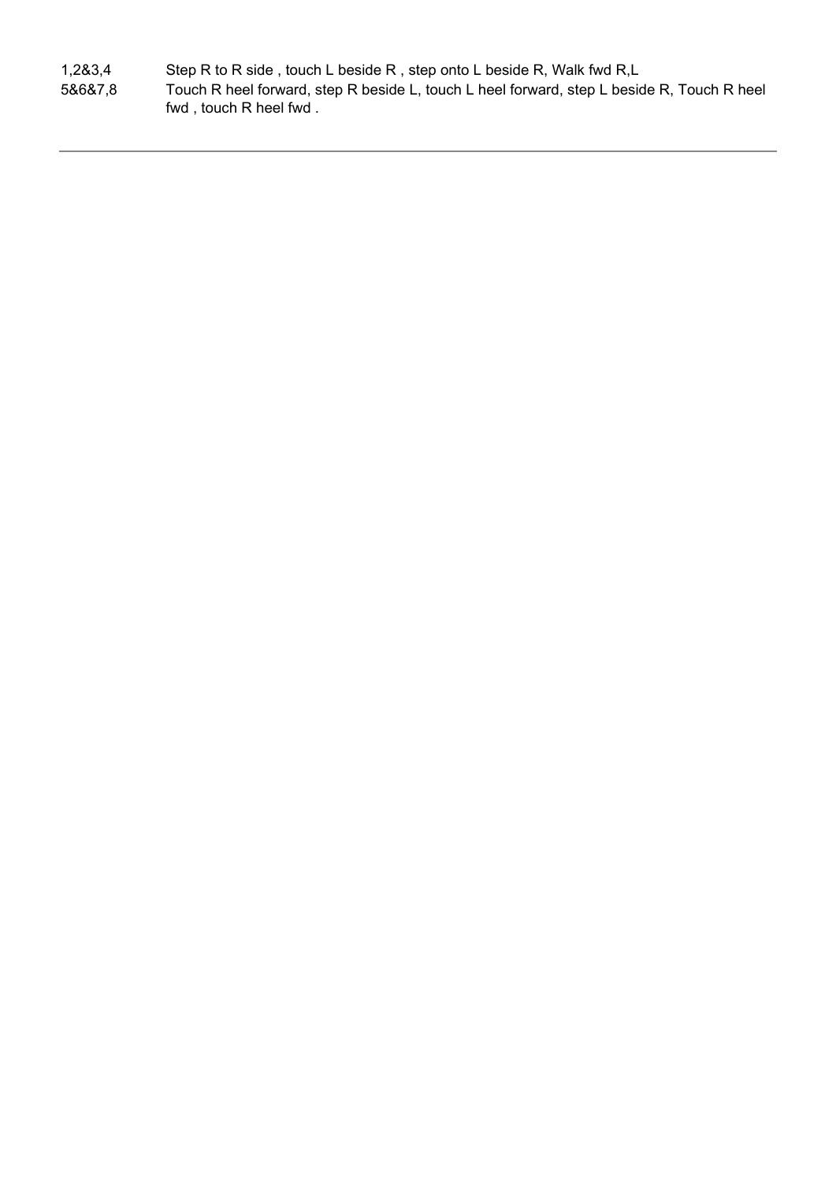| | |
|---|---|
| 1,2&3,4 | Step R to R side , touch L beside R , step onto L beside R, Walk fwd R,L |
| 5&6&7,8 | Touch R heel forward, step R beside L, touch L heel forward, step L beside R, Touch R heel fwd , touch R heel fwd . |

---